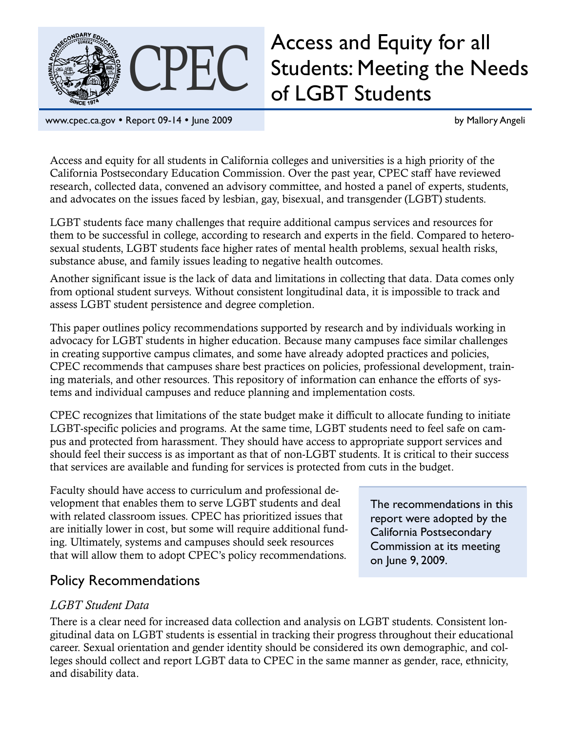# Access and Equity for all Students: Meeting the Needs of LGBT Students

www.cpec.ca.gov • Report 09-14 • June 2009

by Mallory Angeli

Access and equity for all students in California colleges and universities is a high priority of the California Postsecondary Education Commission. Over the past year, CPEC staff have reviewed research, collected data, convened an advisory committee, and hosted a panel of experts, students, and advocates on the issues faced by lesbian, gay, bisexual, and transgender (LGBT) students.

LGBT students face many challenges that require additional campus services and resources for them to be successful in college, according to research and experts in the field. Compared to heterosexual students, LGBT students face higher rates of mental health problems, sexual health risks, substance abuse, and family issues leading to negative health outcomes.

Another significant issue is the lack of data and limitations in collecting that data. Data comes only from optional student surveys. Without consistent longitudinal data, it is impossible to track and assess LGBT student persistence and degree completion.

This paper outlines policy recommendations supported by research and by individuals working in advocacy for LGBT students in higher education. Because many campuses face similar challenges in creating supportive campus climates, and some have already adopted practices and policies, CPEC recommends that campuses share best practices on policies, professional development, training materials, and other resources. This repository of information can enhance the efforts of systems and individual campuses and reduce planning and implementation costs.

CPEC recognizes that limitations of the state budget make it difficult to allocate funding to initiate LGBT-specific policies and programs. At the same time, LGBT students need to feel safe on campus and protected from harassment. They should have access to appropriate support services and should feel their success is as important as that of non-LGBT students. It is critical to their success that services are available and funding for services is protected from cuts in the budget.

Faculty should have access to curriculum and professional development that enables them to serve LGBT students and deal with related classroom issues. CPEC has prioritized issues that are initially lower in cost, but some will require additional funding. Ultimately, systems and campuses should seek resources that will allow them to adopt CPEC's policy recommendations.

> The recommendations in this report were adopted by the California Postsecondary Commission at its meeting on June 9, 2009.

## Policy Recommendations

### *LGBT Student Data*

There is a clear need for increased data collection and analysis on LGBT students. Consistent longitudinal data on LGBT students is essential in tracking their progress throughout their educational career. Sexual orientation and gender identity should be considered its own demographic, and colleges should collect and report LGBT data to CPEC in the same manner as gender, race, ethnicity, and disability data.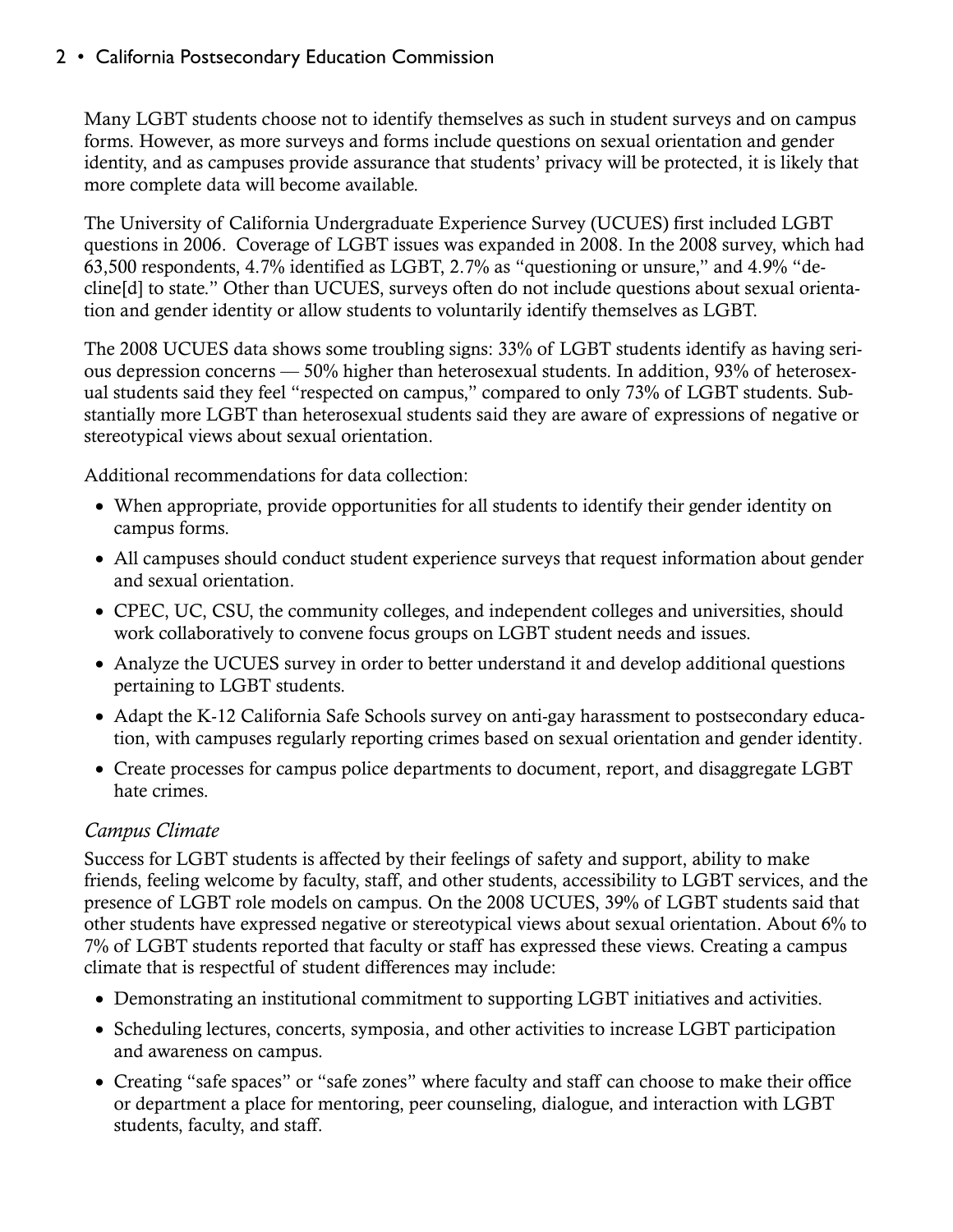Many LGBT students choose not to identify themselves as such in student surveys and on campus forms. However, as more surveys and forms include questions on sexual orientation and gender identity, and as campuses provide assurance that students' privacy will be protected, it is likely that more complete data will become available.

The University of California Undergraduate Experience Survey (UCUES) first included LGBT questions in 2006. Coverage of LGBT issues was expanded in 2008. In the 2008 survey, which had 63,500 respondents, 4.7% identified as LGBT, 2.7% as "questioning or unsure," and 4.9% "decline[d] to state." Other than UCUES, surveys often do not include questions about sexual orientation and gender identity or allow students to voluntarily identify themselves as LGBT.

The 2008 UCUES data shows some troubling signs: 33% of LGBT students identify as having serious depression concerns — 50% higher than heterosexual students. In addition, 93% of heterosexual students said they feel "respected on campus," compared to only 73% of LGBT students. Substantially more LGBT than heterosexual students said they are aware of expressions of negative or stereotypical views about sexual orientation.

Additional recommendations for data collection:

- When appropriate, provide opportunities for all students to identify their gender identity on campus forms.
- All campuses should conduct student experience surveys that request information about gender and sexual orientation.
- CPEC, UC, CSU, the community colleges, and independent colleges and universities, should work collaboratively to convene focus groups on LGBT student needs and issues.
- Analyze the UCUES survey in order to better understand it and develop additional questions pertaining to LGBT students.
- Adapt the K-12 California Safe Schools survey on anti-gay harassment to postsecondary education, with campuses regularly reporting crimes based on sexual orientation and gender identity.
- Create processes for campus police departments to document, report, and disaggregate LGBT hate crimes.

### *Campus Climate*

Success for LGBT students is affected by their feelings of safety and support, ability to make friends, feeling welcome by faculty, staff, and other students, accessibility to LGBT services, and the presence of LGBT role models on campus. On the 2008 UCUES, 39% of LGBT students said that other students have expressed negative or stereotypical views about sexual orientation. About 6% to 7% of LGBT students reported that faculty or staff has expressed these views. Creating a campus climate that is respectful of student differences may include:

- Demonstrating an institutional commitment to supporting LGBT initiatives and activities.
- Scheduling lectures, concerts, symposia, and other activities to increase LGBT participation and awareness on campus.
- Creating "safe spaces" or "safe zones" where faculty and staff can choose to make their office or department a place for mentoring, peer counseling, dialogue, and interaction with LGBT students, faculty, and staff.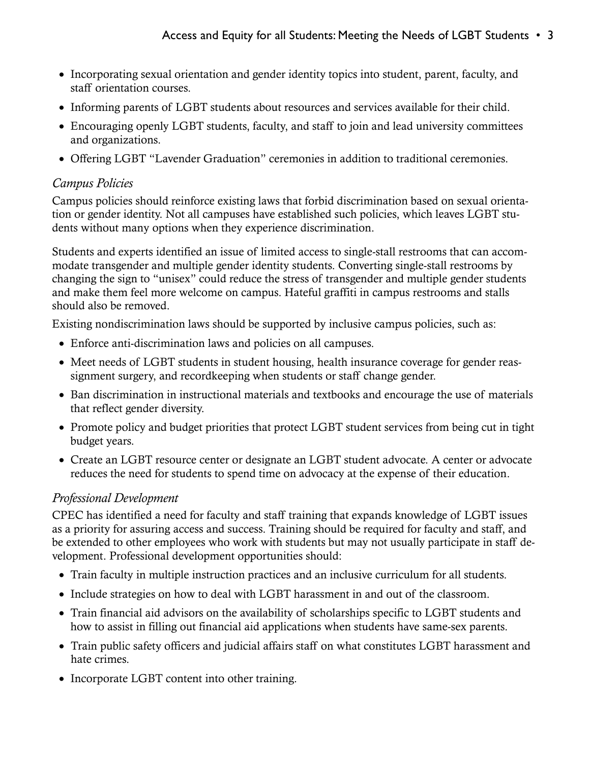- Incorporating sexual orientation and gender identity topics into student, parent, faculty, and staff orientation courses.
- Informing parents of LGBT students about resources and services available for their child.
- Encouraging openly LGBT students, faculty, and staff to join and lead university committees and organizations.
- Offering LGBT "Lavender Graduation" ceremonies in addition to traditional ceremonies.

### *Campus Policies*

Campus policies should reinforce existing laws that forbid discrimination based on sexual orientation or gender identity. Not all campuses have established such policies, which leaves LGBT students without many options when they experience discrimination.

Students and experts identified an issue of limited access to single-stall restrooms that can accommodate transgender and multiple gender identity students. Converting single-stall restrooms by changing the sign to "unisex" could reduce the stress of transgender and multiple gender students and make them feel more welcome on campus. Hateful graffiti in campus restrooms and stalls should also be removed.

Existing nondiscrimination laws should be supported by inclusive campus policies, such as:

- Enforce anti-discrimination laws and policies on all campuses.
- Meet needs of LGBT students in student housing, health insurance coverage for gender reassignment surgery, and recordkeeping when students or staff change gender.
- Ban discrimination in instructional materials and textbooks and encourage the use of materials that reflect gender diversity.
- Promote policy and budget priorities that protect LGBT student services from being cut in tight budget years.
- Create an LGBT resource center or designate an LGBT student advocate. A center or advocate reduces the need for students to spend time on advocacy at the expense of their education.

### *Professional Development*

CPEC has identified a need for faculty and staff training that expands knowledge of LGBT issues as a priority for assuring access and success. Training should be required for faculty and staff, and be extended to other employees who work with students but may not usually participate in staff development. Professional development opportunities should:

- Train faculty in multiple instruction practices and an inclusive curriculum for all students.
- Include strategies on how to deal with LGBT harassment in and out of the classroom.
- Train financial aid advisors on the availability of scholarships specific to LGBT students and how to assist in filling out financial aid applications when students have same-sex parents.
- Train public safety officers and judicial affairs staff on what constitutes LGBT harassment and hate crimes.
- Incorporate LGBT content into other training.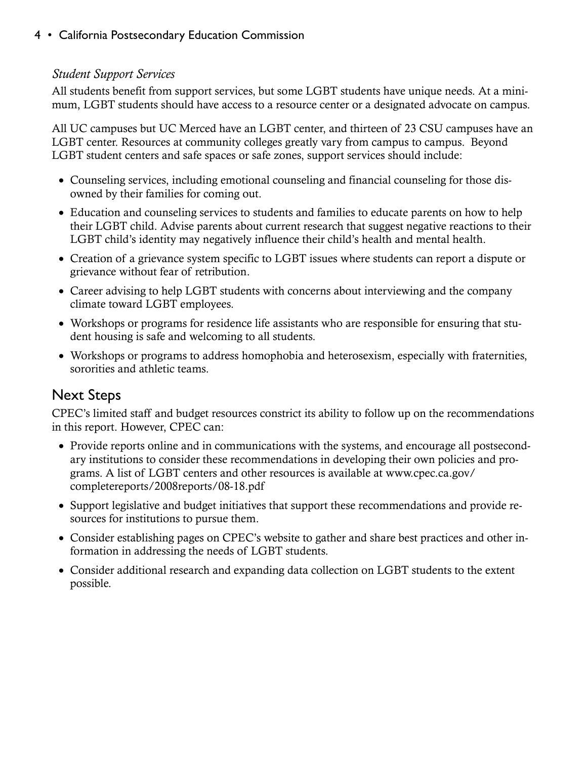### *Student Support Services*

All students benefit from support services, but some LGBT students have unique needs. At a minimum, LGBT students should have access to a resource center or a designated advocate on campus.

All UC campuses but UC Merced have an LGBT center, and thirteen of 23 CSU campuses have an LGBT center. Resources at community colleges greatly vary from campus to campus. Beyond LGBT student centers and safe spaces or safe zones, support services should include:

- Counseling services, including emotional counseling and financial counseling for those disowned by their families for coming out.
- Education and counseling services to students and families to educate parents on how to help their LGBT child. Advise parents about current research that suggest negative reactions to their LGBT child's identity may negatively influence their child's health and mental health.
- Creation of a grievance system specific to LGBT issues where students can report a dispute or grievance without fear of retribution.
- Career advising to help LGBT students with concerns about interviewing and the company climate toward LGBT employees.
- Workshops or programs for residence life assistants who are responsible for ensuring that student housing is safe and welcoming to all students.
- Workshops or programs to address homophobia and heterosexism, especially with fraternities, sororities and athletic teams.

## Next Steps

CPEC's limited staff and budget resources constrict its ability to follow up on the recommendations in this report. However, CPEC can:

- Provide reports online and in communications with the systems, and encourage all postsecondary institutions to consider these recommendations in developing their own policies and programs. A list of LGBT centers and other resources is available at www.cpec.ca.gov/completereports/2008reports/08-18.pdf
- Support legislative and budget initiatives that support these recommendations and provide resources for institutions to pursue them.
- Consider establishing pages on CPEC's website to gather and share best practices and other information in addressing the needs of LGBT students.
- Consider additional research and expanding data collection on LGBT students to the extent possible.